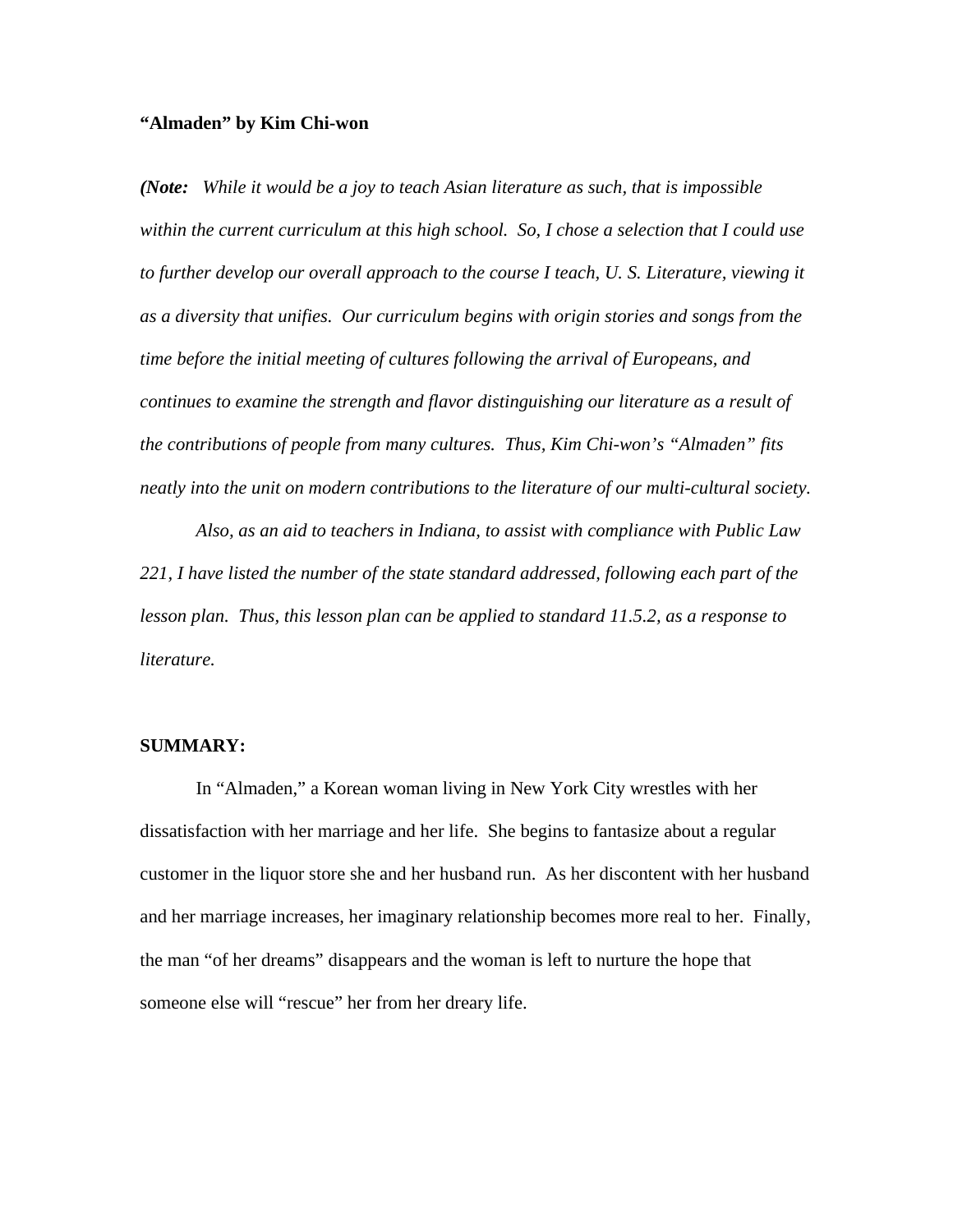**"Almaden" by Kim Chi-won**

***(Note:** While it would be a joy to teach Asian literature as such, that is impossible within the current curriculum at this high school. So, I chose a selection that I could use to further develop our overall approach to the course I teach, U. S. Literature, viewing it as a diversity that unifies. Our curriculum begins with origin stories and songs from the time before the initial meeting of cultures following the arrival of Europeans, and continues to examine the strength and flavor distinguishing our literature as a result of the contributions of people from many cultures. Thus, Kim Chi-won's "Almaden" fits neatly into the unit on modern contributions to the literature of our multi-cultural society.*

*Also, as an aid to teachers in Indiana, to assist with compliance with Public Law 221, I have listed the number of the state standard addressed, following each part of the lesson plan. Thus, this lesson plan can be applied to standard 11.5.2, as a response to literature.*

**SUMMARY:**

In "Almaden," a Korean woman living in New York City wrestles with her dissatisfaction with her marriage and her life. She begins to fantasize about a regular customer in the liquor store she and her husband run. As her discontent with her husband and her marriage increases, her imaginary relationship becomes more real to her. Finally, the man "of her dreams" disappears and the woman is left to nurture the hope that someone else will "rescue" her from her dreary life.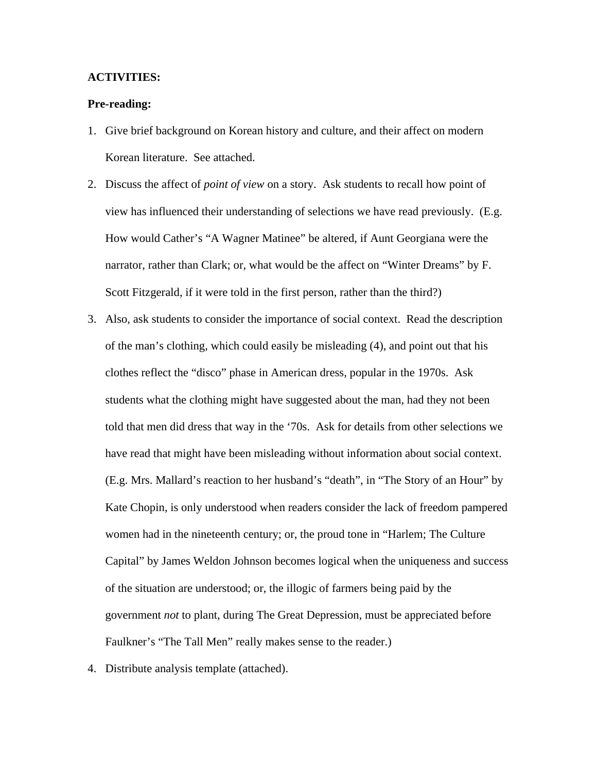**ACTIVITIES:**

**Pre-reading:**

1. Give brief background on Korean history and culture, and their affect on modern Korean literature. See attached.
2. Discuss the affect of *point of view* on a story. Ask students to recall how point of view has influenced their understanding of selections we have read previously. (E.g. How would Cather's "A Wagner Matinee" be altered, if Aunt Georgiana were the narrator, rather than Clark; or, what would be the affect on "Winter Dreams" by F. Scott Fitzgerald, if it were told in the first person, rather than the third?)
3. Also, ask students to consider the importance of social context. Read the description of the man's clothing, which could easily be misleading (4), and point out that his clothes reflect the "disco" phase in American dress, popular in the 1970s. Ask students what the clothing might have suggested about the man, had they not been told that men did dress that way in the '70s. Ask for details from other selections we have read that might have been misleading without information about social context. (E.g. Mrs. Mallard's reaction to her husband's "death", in "The Story of an Hour" by Kate Chopin, is only understood when readers consider the lack of freedom pampered women had in the nineteenth century; or, the proud tone in "Harlem; The Culture Capital" by James Weldon Johnson becomes logical when the uniqueness and success of the situation are understood; or, the illogic of farmers being paid by the government *not* to plant, during The Great Depression, must be appreciated before Faulkner's "The Tall Men" really makes sense to the reader.)
4. Distribute analysis template (attached).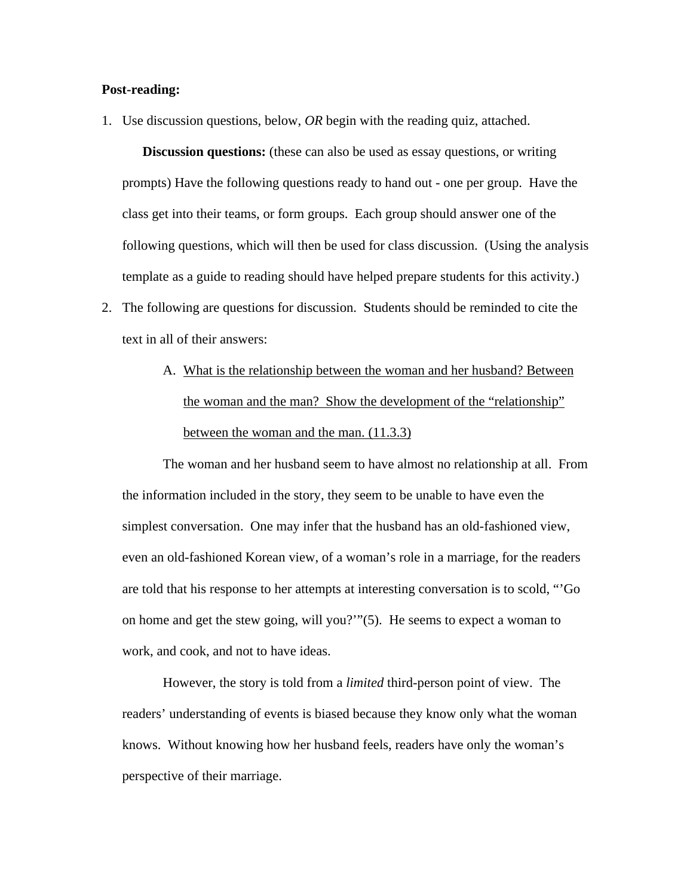**Post-reading:**

1. Use discussion questions, below, *OR* begin with the reading quiz, attached.

   **Discussion questions:** (these can also be used as essay questions, or writing prompts) Have the following questions ready to hand out - one per group. Have the class get into their teams, or form groups. Each group should answer one of the following questions, which will then be used for class discussion. (Using the analysis template as a guide to reading should have helped prepare students for this activity.)

2. The following are questions for discussion. Students should be reminded to cite the text in all of their answers:

   A. <u>What is the relationship between the woman and her husband? Between the woman and the man? Show the development of the "relationship" between the woman and the man. (11.3.3)</u>

   The woman and her husband seem to have almost no relationship at all. From the information included in the story, they seem to be unable to have even the simplest conversation. One may infer that the husband has an old-fashioned view, even an old-fashioned Korean view, of a woman's role in a marriage, for the readers are told that his response to her attempts at interesting conversation is to scold, "'Go on home and get the stew going, will you?'"(5). He seems to expect a woman to work, and cook, and not to have ideas.

   However, the story is told from a *limited* third-person point of view. The readers' understanding of events is biased because they know only what the woman knows. Without knowing how her husband feels, readers have only the woman's perspective of their marriage.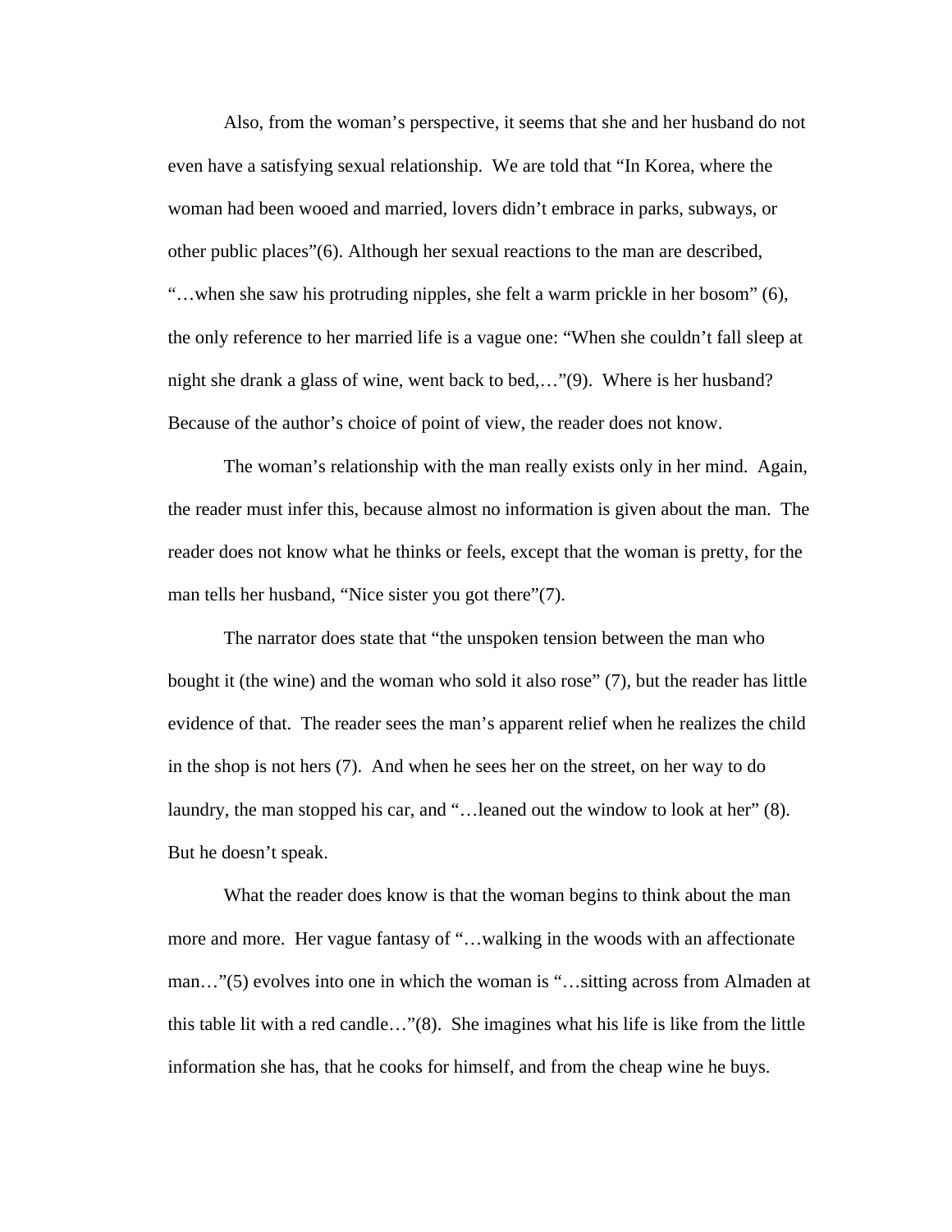Also, from the woman's perspective, it seems that she and her husband do not even have a satisfying sexual relationship. We are told that "In Korea, where the woman had been wooed and married, lovers didn't embrace in parks, subways, or other public places"(6). Although her sexual reactions to the man are described, "…when she saw his protruding nipples, she felt a warm prickle in her bosom" (6), the only reference to her married life is a vague one: "When she couldn't fall sleep at night she drank a glass of wine, went back to bed,…"(9). Where is her husband? Because of the author's choice of point of view, the reader does not know.

The woman's relationship with the man really exists only in her mind. Again, the reader must infer this, because almost no information is given about the man. The reader does not know what he thinks or feels, except that the woman is pretty, for the man tells her husband, "Nice sister you got there"(7).

The narrator does state that "the unspoken tension between the man who bought it (the wine) and the woman who sold it also rose" (7), but the reader has little evidence of that. The reader sees the man's apparent relief when he realizes the child in the shop is not hers (7). And when he sees her on the street, on her way to do laundry, the man stopped his car, and "…leaned out the window to look at her" (8). But he doesn't speak.

What the reader does know is that the woman begins to think about the man more and more. Her vague fantasy of "…walking in the woods with an affectionate man…"(5) evolves into one in which the woman is "…sitting across from Almaden at this table lit with a red candle…"(8). She imagines what his life is like from the little information she has, that he cooks for himself, and from the cheap wine he buys.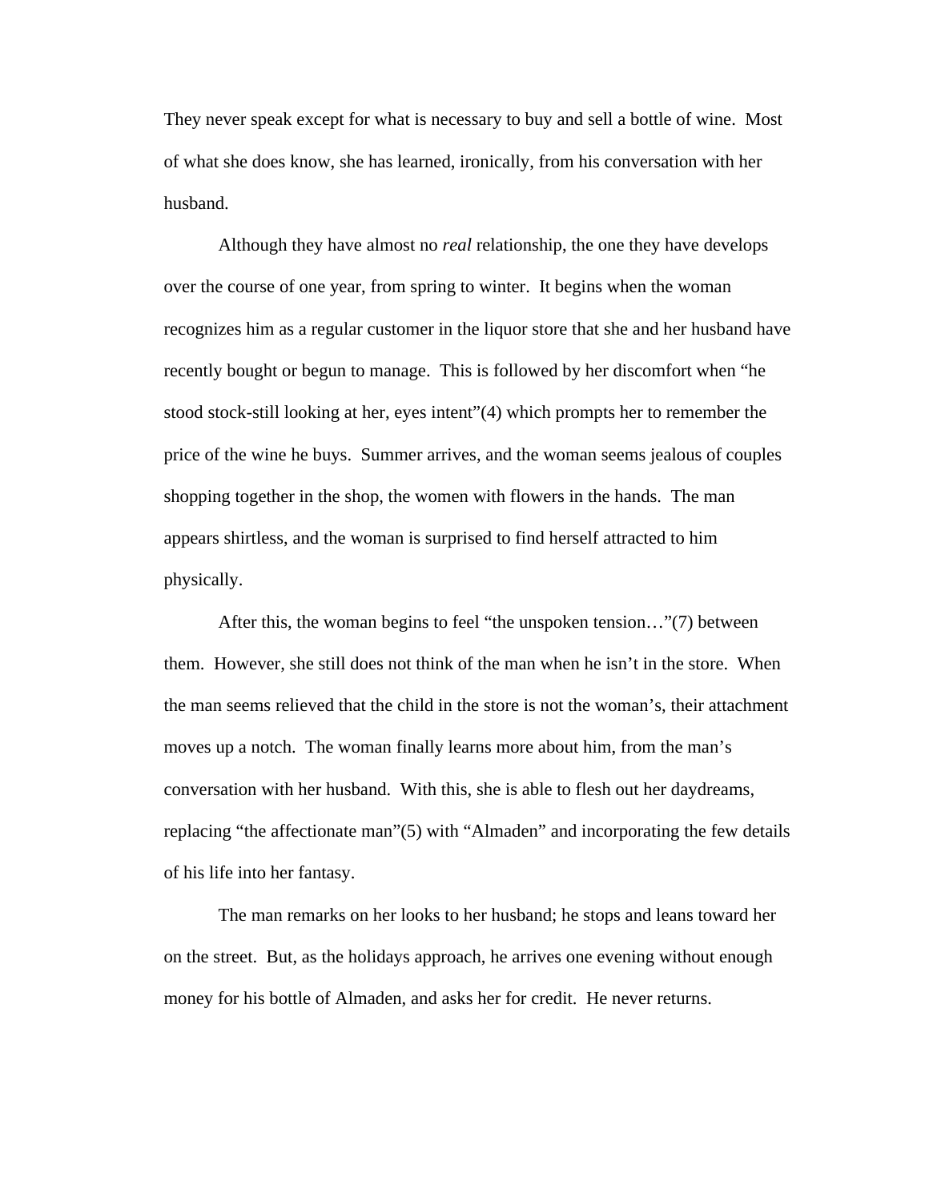They never speak except for what is necessary to buy and sell a bottle of wine. Most of what she does know, she has learned, ironically, from his conversation with her husband.

Although they have almost no *real* relationship, the one they have develops over the course of one year, from spring to winter. It begins when the woman recognizes him as a regular customer in the liquor store that she and her husband have recently bought or begun to manage. This is followed by her discomfort when "he stood stock-still looking at her, eyes intent"(4) which prompts her to remember the price of the wine he buys. Summer arrives, and the woman seems jealous of couples shopping together in the shop, the women with flowers in the hands. The man appears shirtless, and the woman is surprised to find herself attracted to him physically.

After this, the woman begins to feel "the unspoken tension…"(7) between them. However, she still does not think of the man when he isn't in the store. When the man seems relieved that the child in the store is not the woman's, their attachment moves up a notch. The woman finally learns more about him, from the man's conversation with her husband. With this, she is able to flesh out her daydreams, replacing "the affectionate man"(5) with "Almaden" and incorporating the few details of his life into her fantasy.

The man remarks on her looks to her husband; he stops and leans toward her on the street. But, as the holidays approach, he arrives one evening without enough money for his bottle of Almaden, and asks her for credit. He never returns.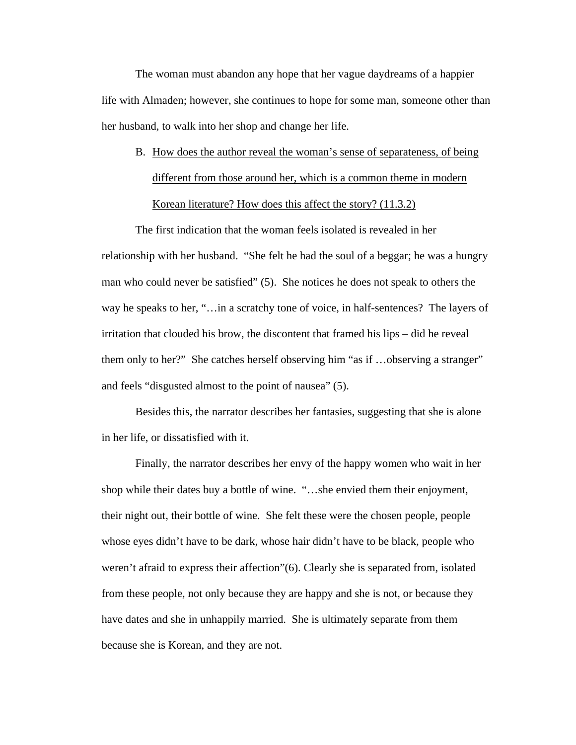The woman must abandon any hope that her vague daydreams of a happier life with Almaden; however, she continues to hope for some man, someone other than her husband, to walk into her shop and change her life.

B. <u>How does the author reveal the woman's sense of separateness, of being different from those around her, which is a common theme in modern Korean literature? How does this affect the story? (11.3.2)</u>

The first indication that the woman feels isolated is revealed in her relationship with her husband. "She felt he had the soul of a beggar; he was a hungry man who could never be satisfied" (5). She notices he does not speak to others the way he speaks to her, "…in a scratchy tone of voice, in half-sentences? The layers of irritation that clouded his brow, the discontent that framed his lips – did he reveal them only to her?" She catches herself observing him "as if …observing a stranger" and feels "disgusted almost to the point of nausea" (5).

Besides this, the narrator describes her fantasies, suggesting that she is alone in her life, or dissatisfied with it.

Finally, the narrator describes her envy of the happy women who wait in her shop while their dates buy a bottle of wine. "…she envied them their enjoyment, their night out, their bottle of wine. She felt these were the chosen people, people whose eyes didn't have to be dark, whose hair didn't have to be black, people who weren't afraid to express their affection"(6). Clearly she is separated from, isolated from these people, not only because they are happy and she is not, or because they have dates and she in unhappily married. She is ultimately separate from them because she is Korean, and they are not.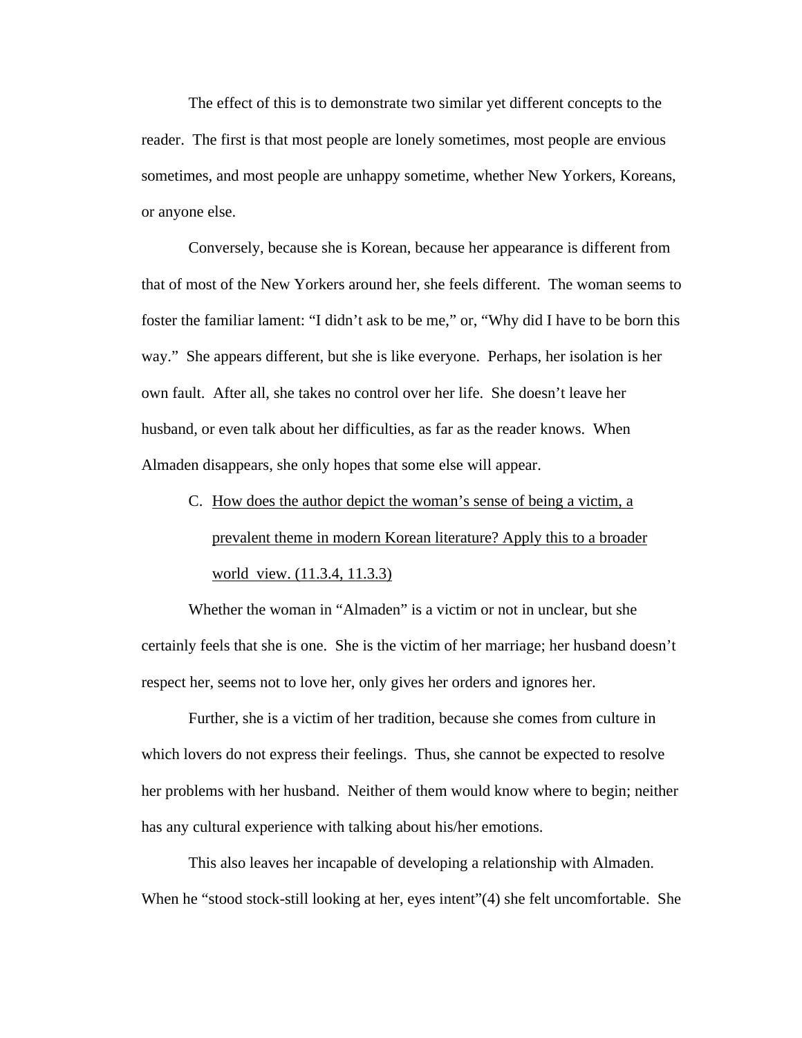The effect of this is to demonstrate two similar yet different concepts to the reader. The first is that most people are lonely sometimes, most people are envious sometimes, and most people are unhappy sometime, whether New Yorkers, Koreans, or anyone else.

Conversely, because she is Korean, because her appearance is different from that of most of the New Yorkers around her, she feels different. The woman seems to foster the familiar lament: "I didn't ask to be me," or, "Why did I have to be born this way." She appears different, but she is like everyone. Perhaps, her isolation is her own fault. After all, she takes no control over her life. She doesn't leave her husband, or even talk about her difficulties, as far as the reader knows. When Almaden disappears, she only hopes that some else will appear.

C. <u>How does the author depict the woman's sense of being a victim, a prevalent theme in modern Korean literature? Apply this to a broader world view. (11.3.4, 11.3.3)</u>

Whether the woman in "Almaden" is a victim or not in unclear, but she certainly feels that she is one. She is the victim of her marriage; her husband doesn't respect her, seems not to love her, only gives her orders and ignores her.

Further, she is a victim of her tradition, because she comes from culture in which lovers do not express their feelings. Thus, she cannot be expected to resolve her problems with her husband. Neither of them would know where to begin; neither has any cultural experience with talking about his/her emotions.

This also leaves her incapable of developing a relationship with Almaden. When he "stood stock-still looking at her, eyes intent"(4) she felt uncomfortable. She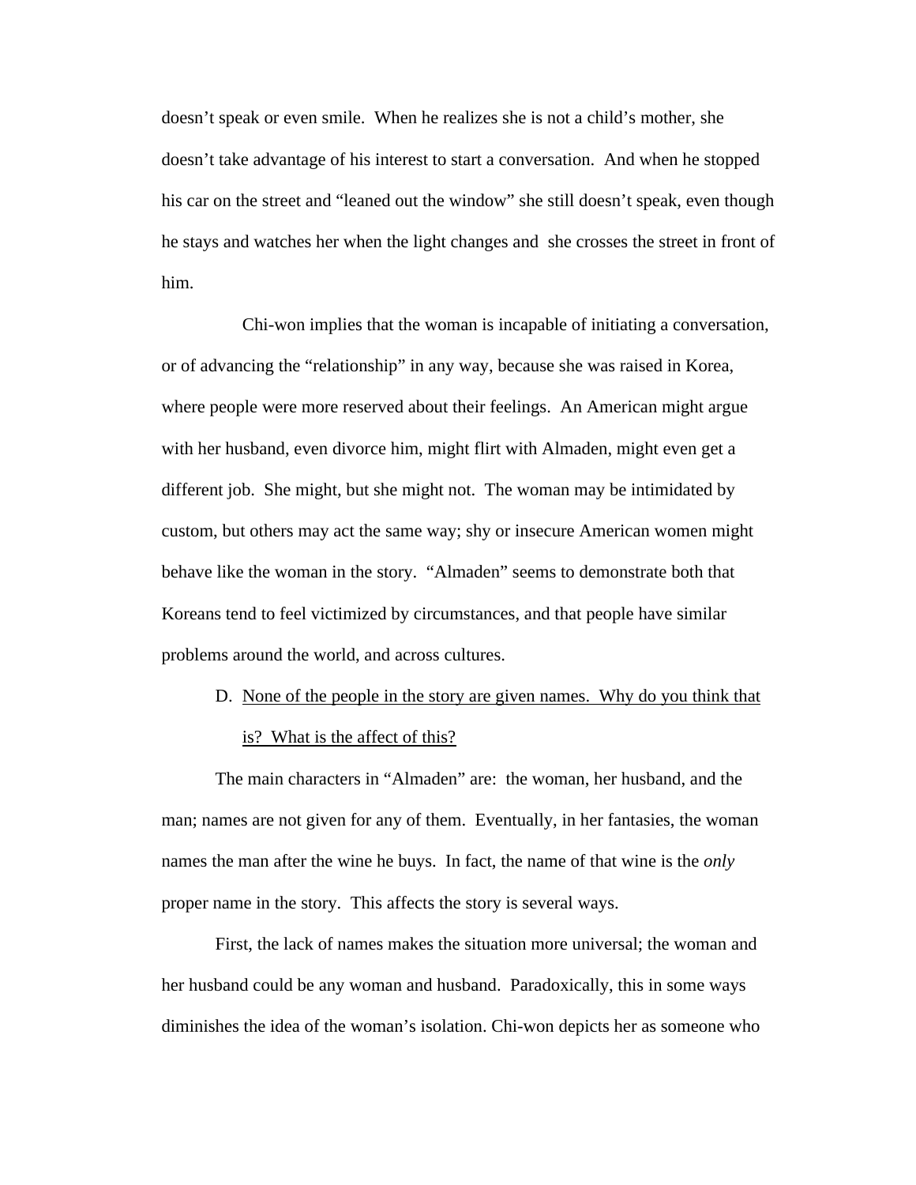doesn't speak or even smile.  When he realizes she is not a child's mother, she doesn't take advantage of his interest to start a conversation.  And when he stopped his car on the street and "leaned out the window" she still doesn't speak, even though he stays and watches her when the light changes and  she crosses the street in front of him.

Chi-won implies that the woman is incapable of initiating a conversation, or of advancing the "relationship" in any way, because she was raised in Korea, where people were more reserved about their feelings.  An American might argue with her husband, even divorce him, might flirt with Almaden, might even get a different job.  She might, but she might not.  The woman may be intimidated by custom, but others may act the same way; shy or insecure American women might behave like the woman in the story.  "Almaden" seems to demonstrate both that Koreans tend to feel victimized by circumstances, and that people have similar problems around the world, and across cultures.

D. <u>None of the people in the story are given names.  Why do you think that is?  What is the affect of this?</u>

The main characters in "Almaden" are:  the woman, her husband, and the man; names are not given for any of them.  Eventually, in her fantasies, the woman names the man after the wine he buys.  In fact, the name of that wine is the *only* proper name in the story.  This affects the story is several ways.

First, the lack of names makes the situation more universal; the woman and her husband could be any woman and husband.  Paradoxically, this in some ways diminishes the idea of the woman's isolation. Chi-won depicts her as someone who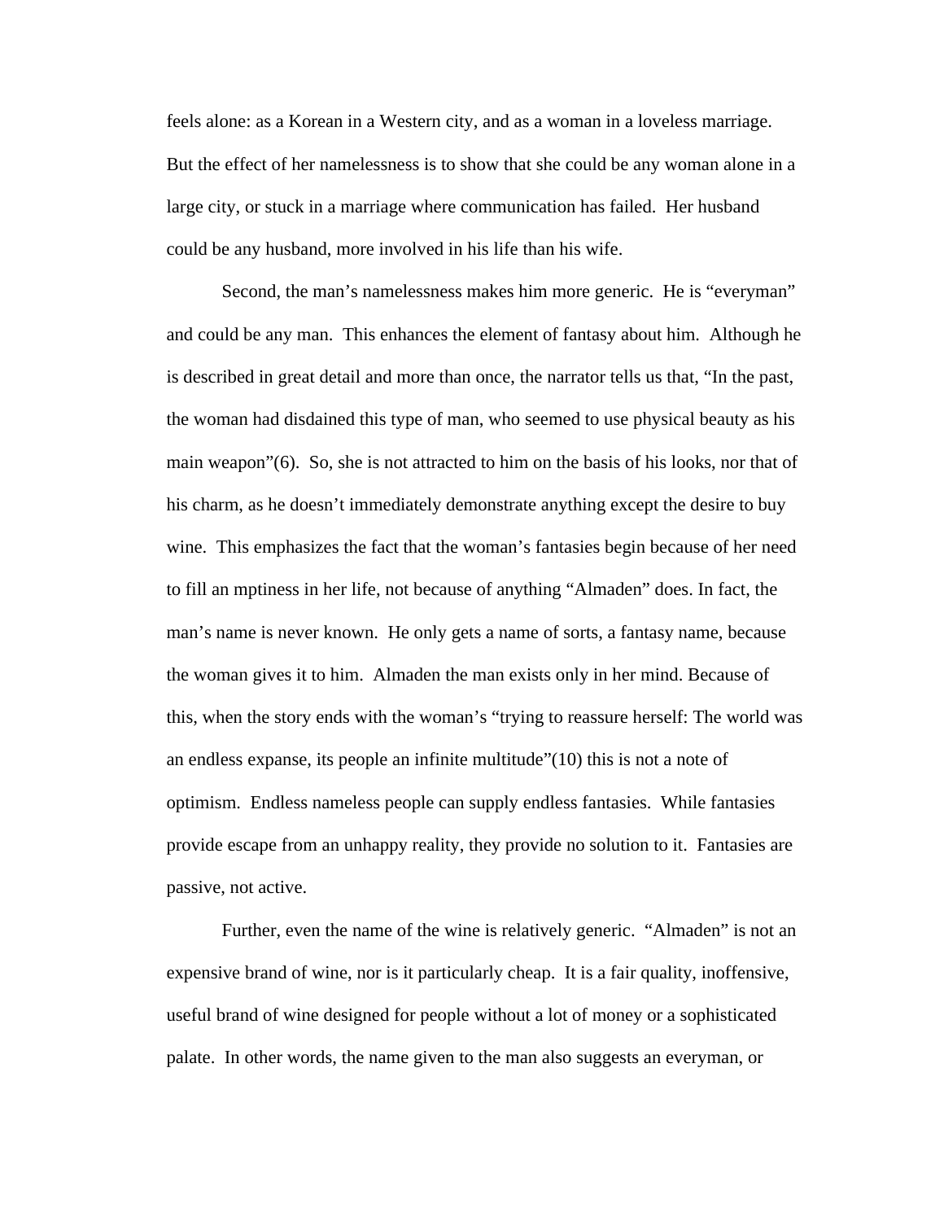feels alone: as a Korean in a Western city, and as a woman in a loveless marriage. But the effect of her namelessness is to show that she could be any woman alone in a large city, or stuck in a marriage where communication has failed. Her husband could be any husband, more involved in his life than his wife.

Second, the man's namelessness makes him more generic. He is "everyman" and could be any man. This enhances the element of fantasy about him. Although he is described in great detail and more than once, the narrator tells us that, "In the past, the woman had disdained this type of man, who seemed to use physical beauty as his main weapon"(6). So, she is not attracted to him on the basis of his looks, nor that of his charm, as he doesn't immediately demonstrate anything except the desire to buy wine. This emphasizes the fact that the woman's fantasies begin because of her need to fill an mptiness in her life, not because of anything "Almaden" does. In fact, the man's name is never known. He only gets a name of sorts, a fantasy name, because the woman gives it to him. Almaden the man exists only in her mind. Because of this, when the story ends with the woman's "trying to reassure herself: The world was an endless expanse, its people an infinite multitude"(10) this is not a note of optimism. Endless nameless people can supply endless fantasies. While fantasies provide escape from an unhappy reality, they provide no solution to it. Fantasies are passive, not active.

Further, even the name of the wine is relatively generic. "Almaden" is not an expensive brand of wine, nor is it particularly cheap. It is a fair quality, inoffensive, useful brand of wine designed for people without a lot of money or a sophisticated palate. In other words, the name given to the man also suggests an everyman, or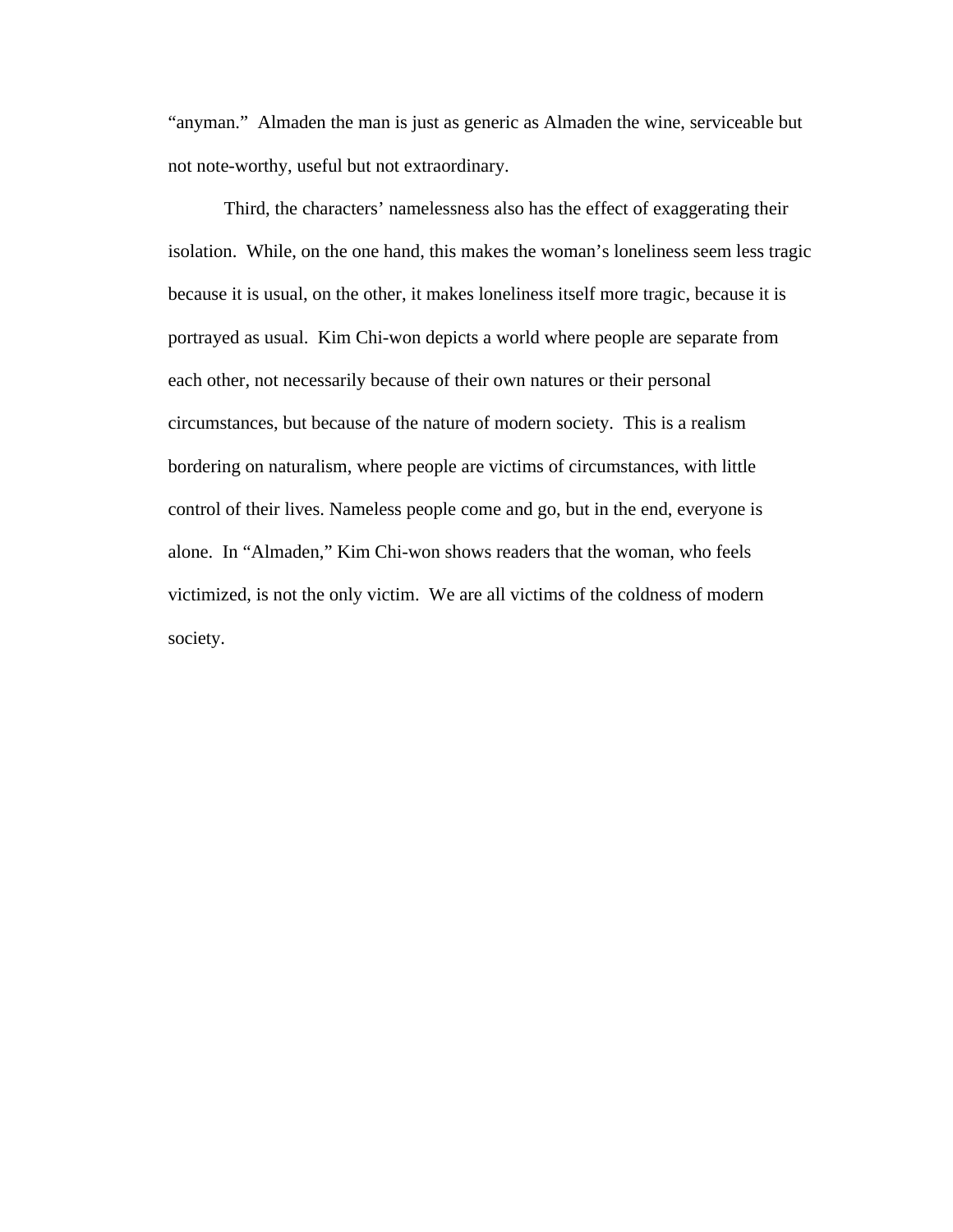"anyman." Almaden the man is just as generic as Almaden the wine, serviceable but not note-worthy, useful but not extraordinary.

Third, the characters' namelessness also has the effect of exaggerating their isolation. While, on the one hand, this makes the woman's loneliness seem less tragic because it is usual, on the other, it makes loneliness itself more tragic, because it is portrayed as usual. Kim Chi-won depicts a world where people are separate from each other, not necessarily because of their own natures or their personal circumstances, but because of the nature of modern society. This is a realism bordering on naturalism, where people are victims of circumstances, with little control of their lives. Nameless people come and go, but in the end, everyone is alone. In "Almaden," Kim Chi-won shows readers that the woman, who feels victimized, is not the only victim. We are all victims of the coldness of modern society.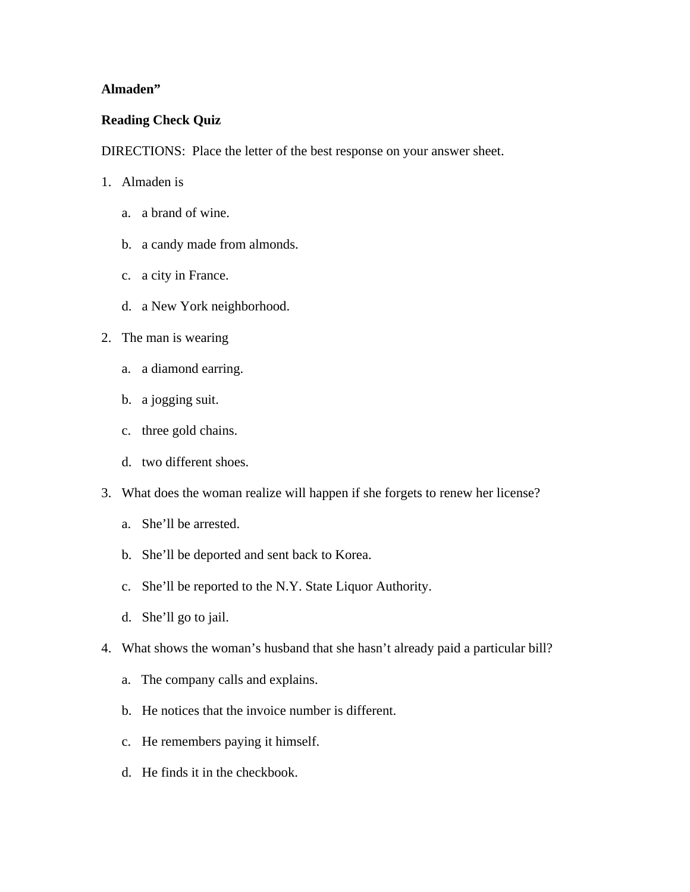**Almaden"**

**Reading Check Quiz**

DIRECTIONS: Place the letter of the best response on your answer sheet.

1. Almaden is
   a. a brand of wine.
   b. a candy made from almonds.
   c. a city in France.
   d. a New York neighborhood.

2. The man is wearing
   a. a diamond earring.
   b. a jogging suit.
   c. three gold chains.
   d. two different shoes.

3. What does the woman realize will happen if she forgets to renew her license?
   a. She'll be arrested.
   b. She'll be deported and sent back to Korea.
   c. She'll be reported to the N.Y. State Liquor Authority.
   d. She'll go to jail.

4. What shows the woman's husband that she hasn't already paid a particular bill?
   a. The company calls and explains.
   b. He notices that the invoice number is different.
   c. He remembers paying it himself.
   d. He finds it in the checkbook.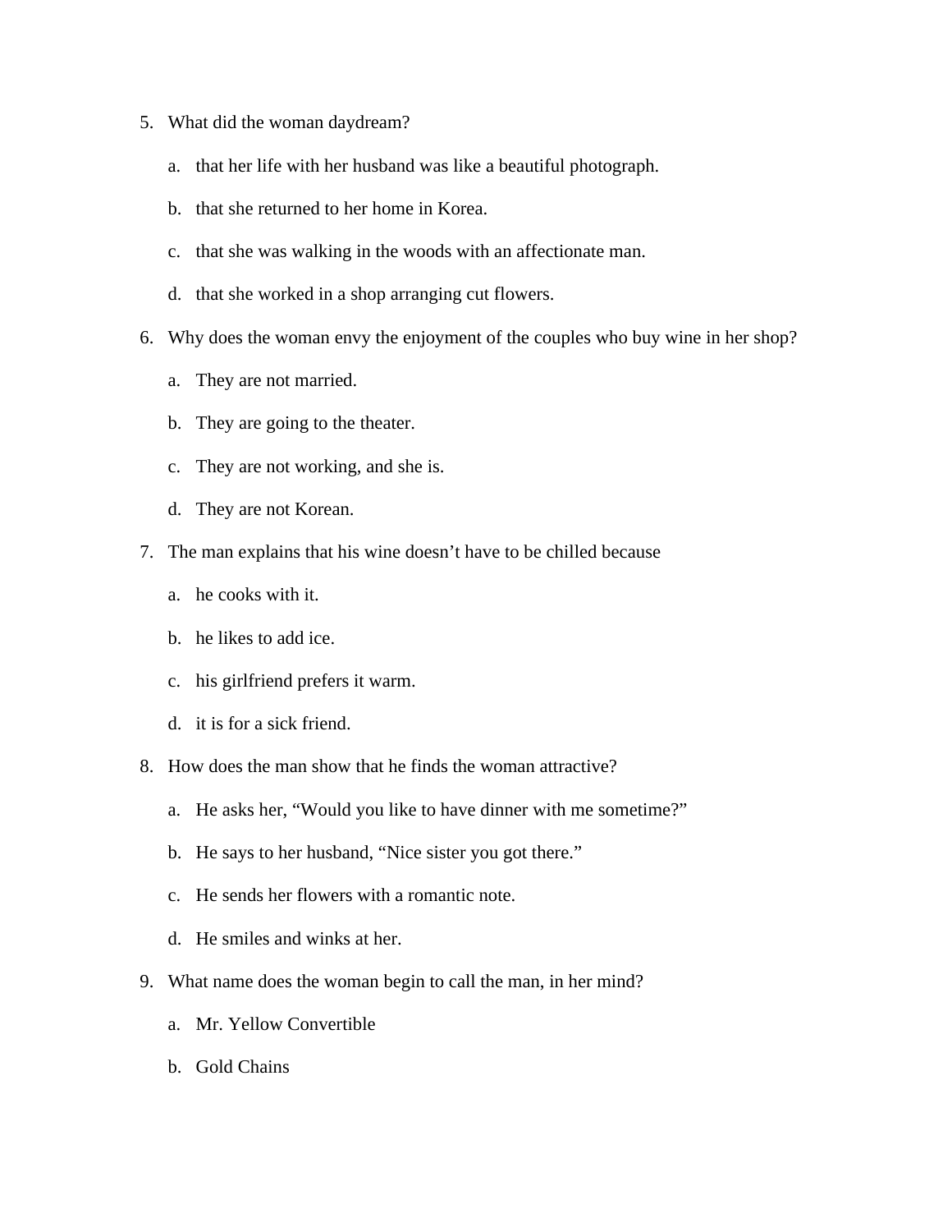5. What did the woman daydream?

   a. that her life with her husband was like a beautiful photograph.

   b. that she returned to her home in Korea.

   c. that she was walking in the woods with an affectionate man.

   d. that she worked in a shop arranging cut flowers.

6. Why does the woman envy the enjoyment of the couples who buy wine in her shop?

   a. They are not married.

   b. They are going to the theater.

   c. They are not working, and she is.

   d. They are not Korean.

7. The man explains that his wine doesn't have to be chilled because

   a. he cooks with it.

   b. he likes to add ice.

   c. his girlfriend prefers it warm.

   d. it is for a sick friend.

8. How does the man show that he finds the woman attractive?

   a. He asks her, "Would you like to have dinner with me sometime?"

   b. He says to her husband, "Nice sister you got there."

   c. He sends her flowers with a romantic note.

   d. He smiles and winks at her.

9. What name does the woman begin to call the man, in her mind?

   a. Mr. Yellow Convertible

   b. Gold Chains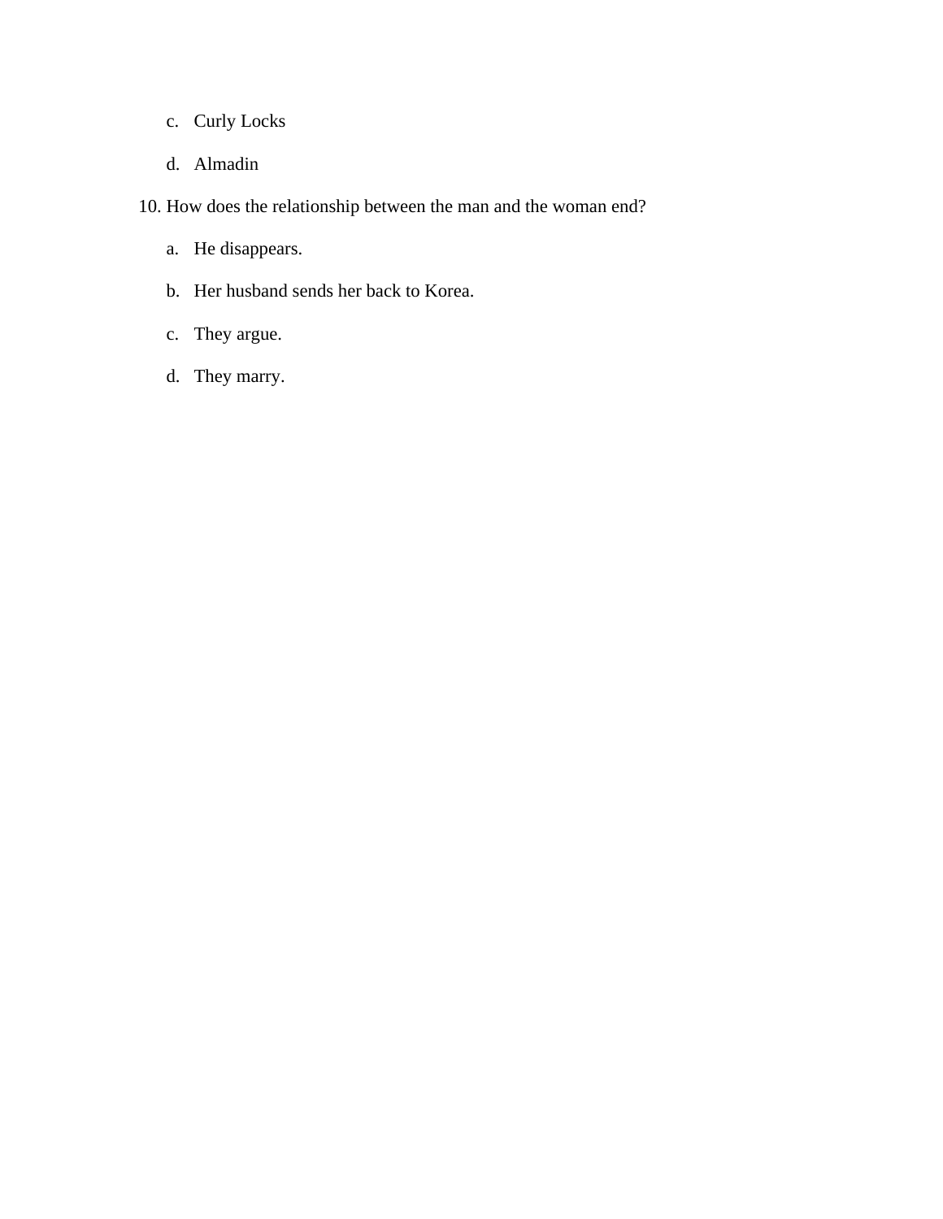c. Curly Locks

d. Almadin

10. How does the relationship between the man and the woman end?

a. He disappears.

b. Her husband sends her back to Korea.

c. They argue.

d. They marry.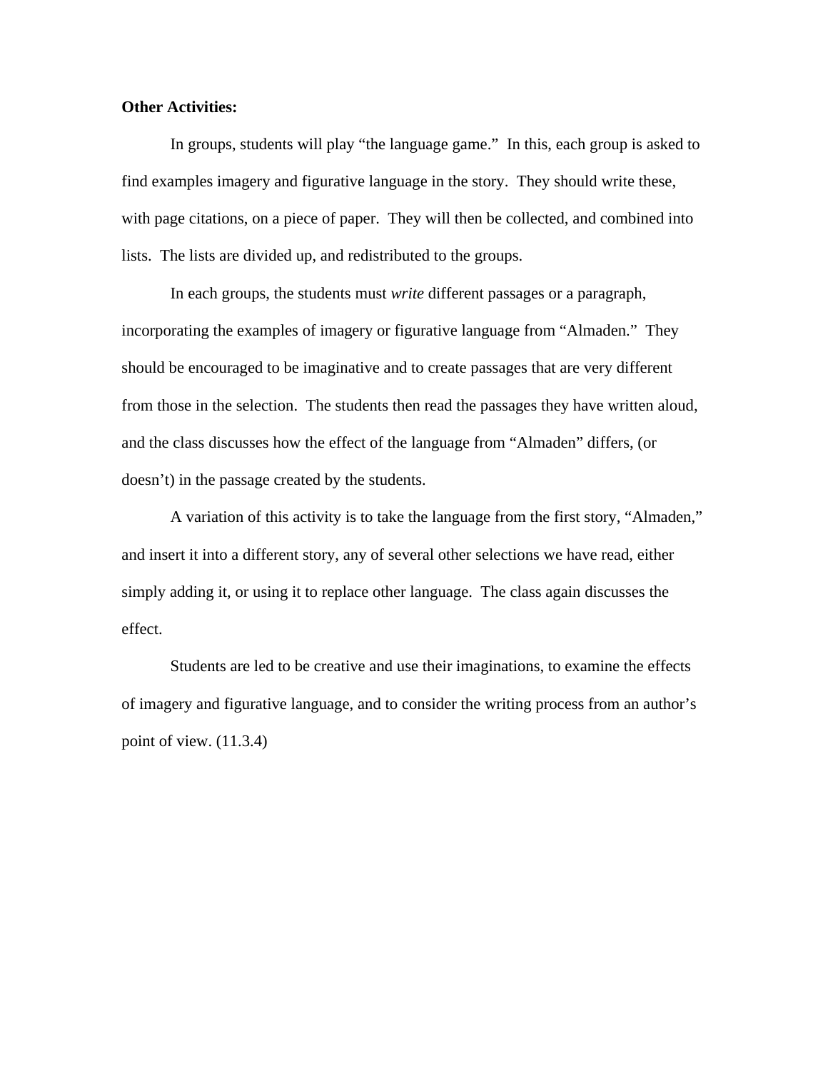**Other Activities:**

In groups, students will play "the language game." In this, each group is asked to find examples imagery and figurative language in the story. They should write these, with page citations, on a piece of paper. They will then be collected, and combined into lists. The lists are divided up, and redistributed to the groups.

In each groups, the students must *write* different passages or a paragraph, incorporating the examples of imagery or figurative language from "Almaden." They should be encouraged to be imaginative and to create passages that are very different from those in the selection. The students then read the passages they have written aloud, and the class discusses how the effect of the language from "Almaden" differs, (or doesn't) in the passage created by the students.

A variation of this activity is to take the language from the first story, "Almaden," and insert it into a different story, any of several other selections we have read, either simply adding it, or using it to replace other language. The class again discusses the effect.

Students are led to be creative and use their imaginations, to examine the effects of imagery and figurative language, and to consider the writing process from an author's point of view. (11.3.4)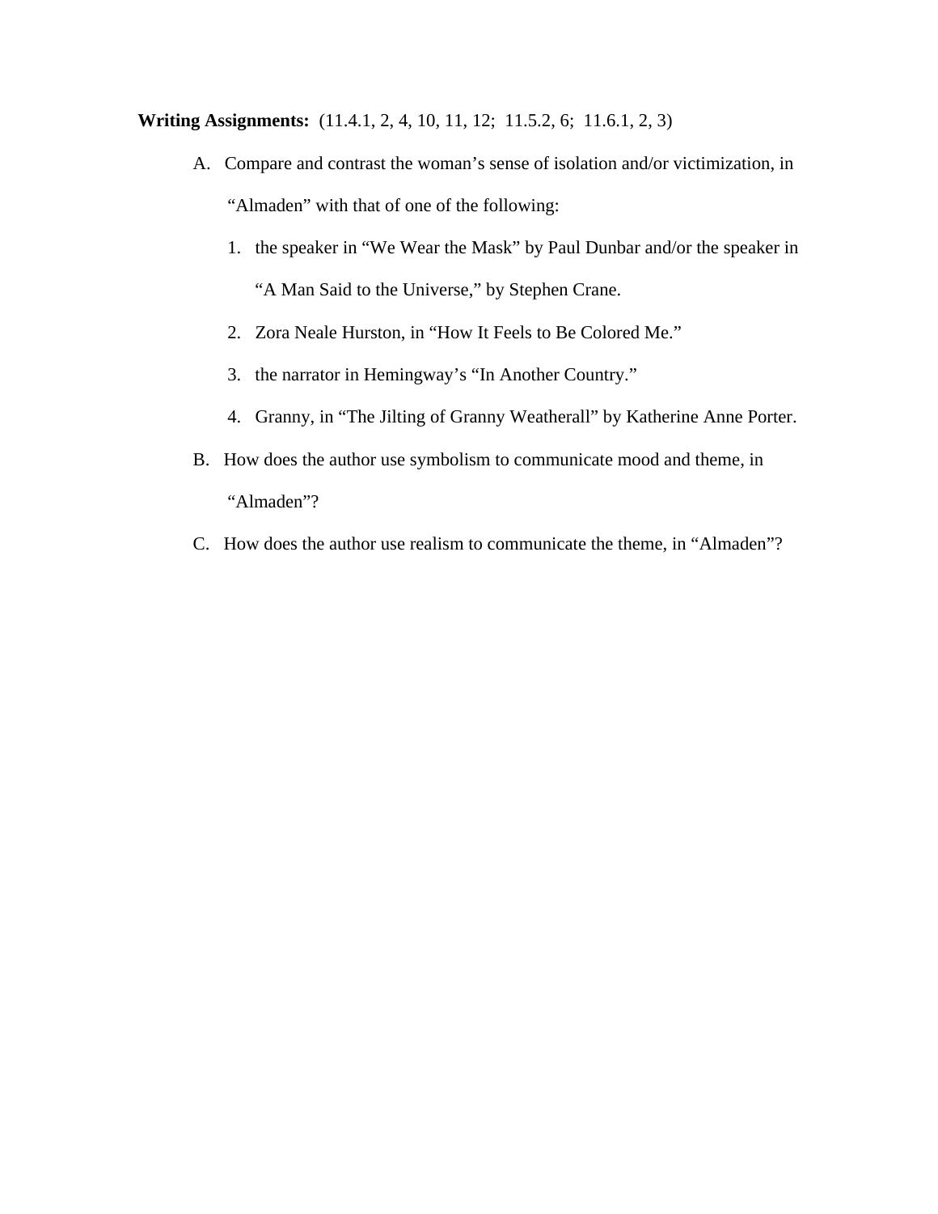**Writing Assignments:** (11.4.1, 2, 4, 10, 11, 12; 11.5.2, 6; 11.6.1, 2, 3)

A. Compare and contrast the woman's sense of isolation and/or victimization, in "Almaden" with that of one of the following:

   1. the speaker in "We Wear the Mask" by Paul Dunbar and/or the speaker in "A Man Said to the Universe," by Stephen Crane.
   2. Zora Neale Hurston, in "How It Feels to Be Colored Me."
   3. the narrator in Hemingway's "In Another Country."
   4. Granny, in "The Jilting of Granny Weatherall" by Katherine Anne Porter.

B. How does the author use symbolism to communicate mood and theme, in "Almaden"?

C. How does the author use realism to communicate the theme, in "Almaden"?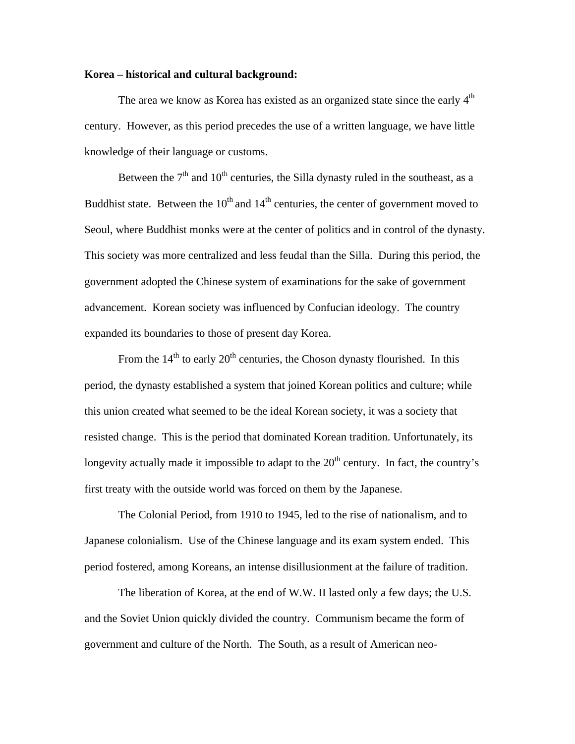**Korea – historical and cultural background:**

The area we know as Korea has existed as an organized state since the early 4th century. However, as this period precedes the use of a written language, we have little knowledge of their language or customs.

Between the 7th and 10th centuries, the Silla dynasty ruled in the southeast, as a Buddhist state. Between the 10th and 14th centuries, the center of government moved to Seoul, where Buddhist monks were at the center of politics and in control of the dynasty. This society was more centralized and less feudal than the Silla. During this period, the government adopted the Chinese system of examinations for the sake of government advancement. Korean society was influenced by Confucian ideology. The country expanded its boundaries to those of present day Korea.

From the 14th to early 20th centuries, the Choson dynasty flourished. In this period, the dynasty established a system that joined Korean politics and culture; while this union created what seemed to be the ideal Korean society, it was a society that resisted change. This is the period that dominated Korean tradition. Unfortunately, its longevity actually made it impossible to adapt to the 20th century. In fact, the country's first treaty with the outside world was forced on them by the Japanese.

The Colonial Period, from 1910 to 1945, led to the rise of nationalism, and to Japanese colonialism. Use of the Chinese language and its exam system ended. This period fostered, among Koreans, an intense disillusionment at the failure of tradition.

The liberation of Korea, at the end of W.W. II lasted only a few days; the U.S. and the Soviet Union quickly divided the country. Communism became the form of government and culture of the North. The South, as a result of American neo-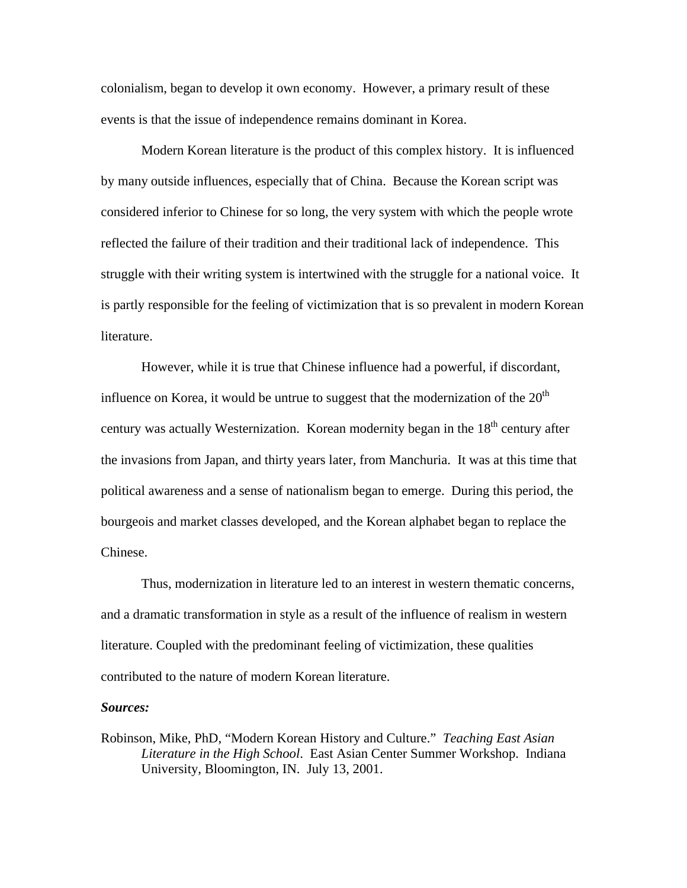colonialism, began to develop it own economy. However, a primary result of these events is that the issue of independence remains dominant in Korea.

Modern Korean literature is the product of this complex history. It is influenced by many outside influences, especially that of China. Because the Korean script was considered inferior to Chinese for so long, the very system with which the people wrote reflected the failure of their tradition and their traditional lack of independence. This struggle with their writing system is intertwined with the struggle for a national voice. It is partly responsible for the feeling of victimization that is so prevalent in modern Korean literature.

However, while it is true that Chinese influence had a powerful, if discordant, influence on Korea, it would be untrue to suggest that the modernization of the 20th century was actually Westernization. Korean modernity began in the 18th century after the invasions from Japan, and thirty years later, from Manchuria. It was at this time that political awareness and a sense of nationalism began to emerge. During this period, the bourgeois and market classes developed, and the Korean alphabet began to replace the Chinese.

Thus, modernization in literature led to an interest in western thematic concerns, and a dramatic transformation in style as a result of the influence of realism in western literature. Coupled with the predominant feeling of victimization, these qualities contributed to the nature of modern Korean literature.

***Sources:***

Robinson, Mike, PhD, "Modern Korean History and Culture." *Teaching East Asian Literature in the High School*. East Asian Center Summer Workshop. Indiana University, Bloomington, IN. July 13, 2001.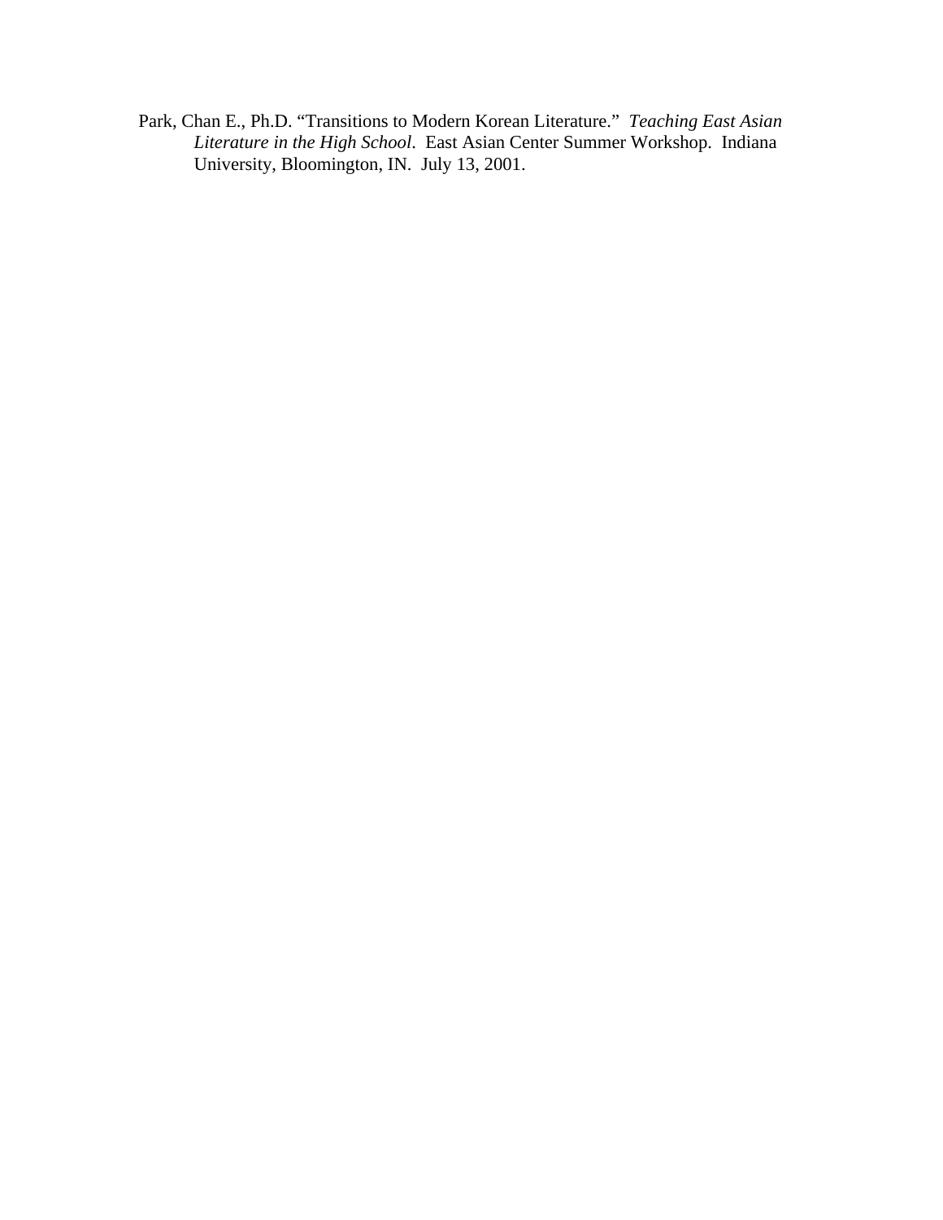Park, Chan E., Ph.D. "Transitions to Modern Korean Literature." *Teaching East Asian Literature in the High School*. East Asian Center Summer Workshop. Indiana University, Bloomington, IN. July 13, 2001.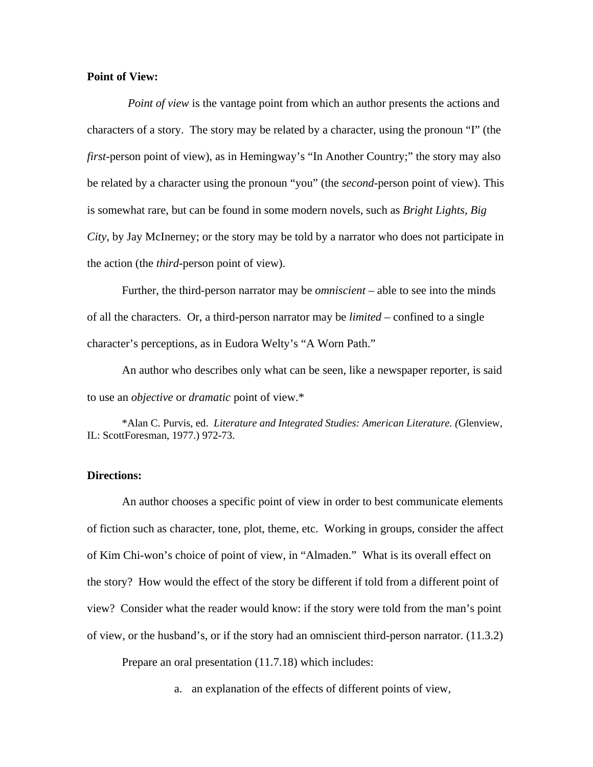**Point of View:**

*Point of view* is the vantage point from which an author presents the actions and characters of a story. The story may be related by a character, using the pronoun "I" (the *first*-person point of view), as in Hemingway's "In Another Country;" the story may also be related by a character using the pronoun "you" (the *second*-person point of view). This is somewhat rare, but can be found in some modern novels, such as *Bright Lights, Big City*, by Jay McInerney; or the story may be told by a narrator who does not participate in the action (the *third*-person point of view).

Further, the third-person narrator may be *omniscient* – able to see into the minds of all the characters. Or, a third-person narrator may be *limited* – confined to a single character's perceptions, as in Eudora Welty's "A Worn Path."

An author who describes only what can be seen, like a newspaper reporter, is said to use an *objective* or *dramatic* point of view.*

*Alan C. Purvis, ed. *Literature and Integrated Studies: American Literature. (*Glenview, IL: ScottForesman, 1977.) 972-73.

**Directions:**

An author chooses a specific point of view in order to best communicate elements of fiction such as character, tone, plot, theme, etc. Working in groups, consider the affect of Kim Chi-won's choice of point of view, in "Almaden." What is its overall effect on the story? How would the effect of the story be different if told from a different point of view? Consider what the reader would know: if the story were told from the man's point of view, or the husband's, or if the story had an omniscient third-person narrator. (11.3.2)

Prepare an oral presentation (11.7.18) which includes:

a. an explanation of the effects of different points of view,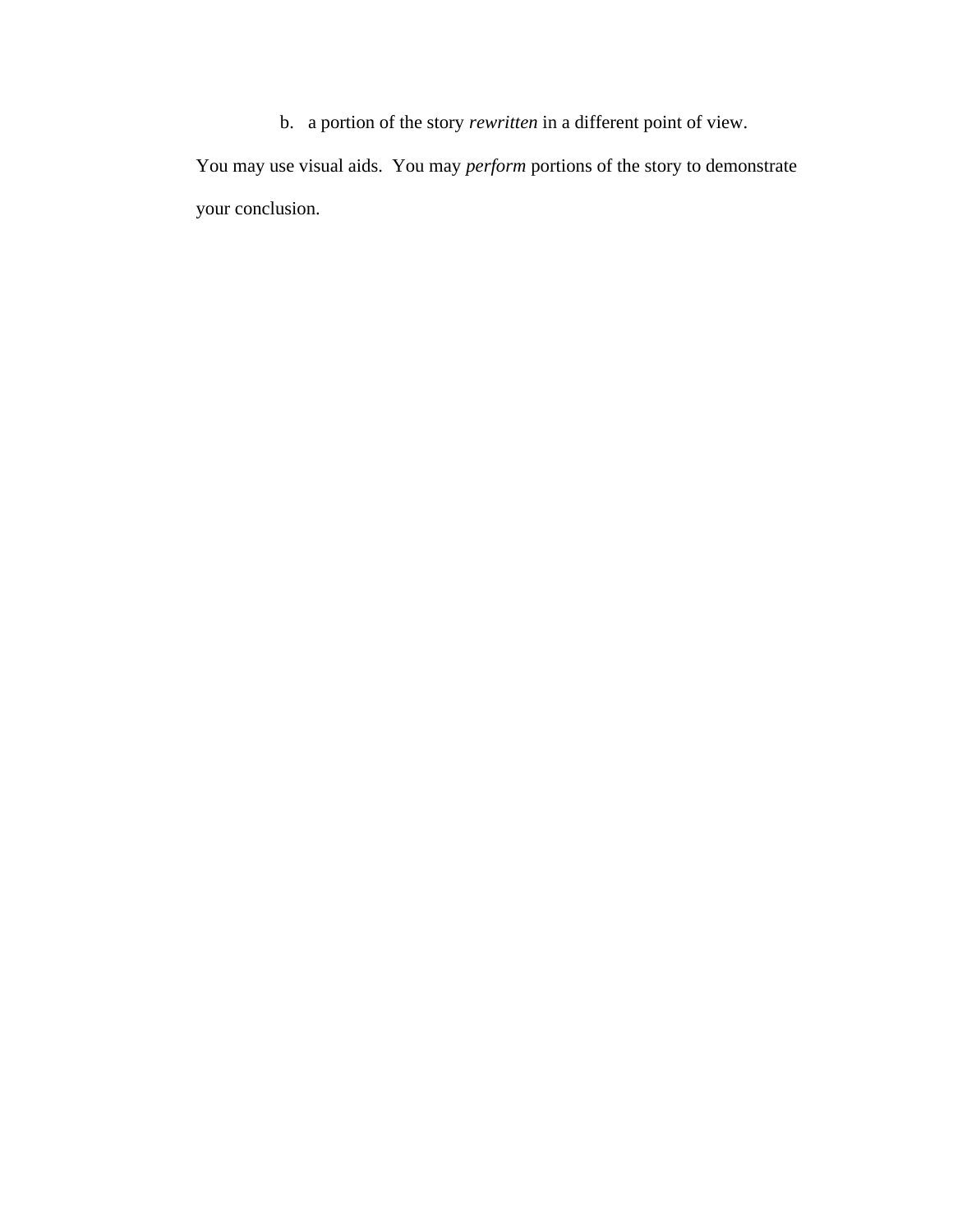b. a portion of the story *rewritten* in a different point of view.

You may use visual aids. You may *perform* portions of the story to demonstrate your conclusion.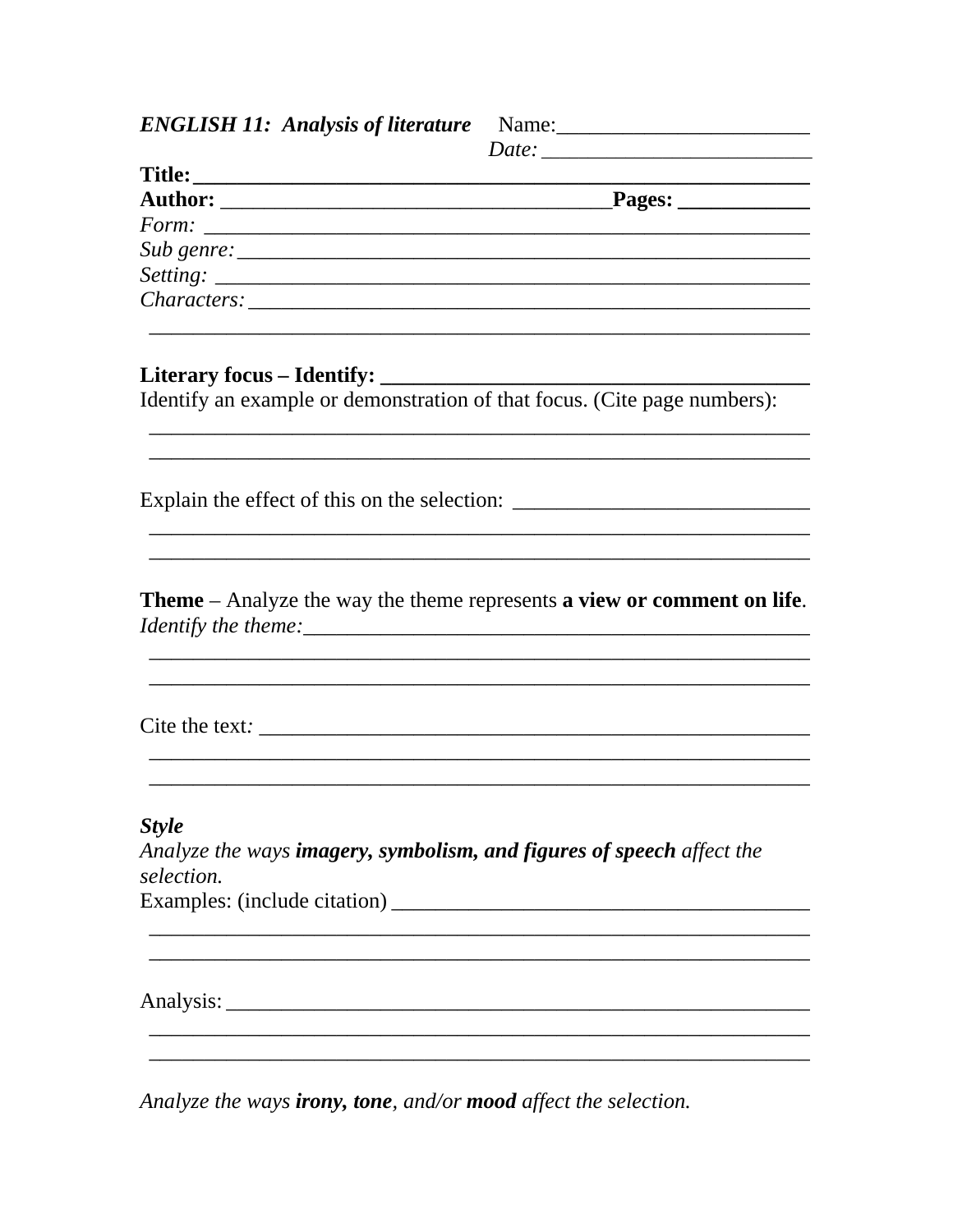***ENGLISH 11: Analysis of literature*** Name:_______________________

*Date:* _________________________

**Title:** ___________________________________________________________

**Author:** ___________________________________**Pages:** ____________

*Form:* ______________________________________________________

*Sub genre:* __________________________________________________

*Setting:* ____________________________________________________

*Characters:* __________________________________________________

______________________________________________________________

**Literary focus – Identify:** ________________________________________

Identify an example or demonstration of that focus. (Cite page numbers):

______________________________________________________________

______________________________________________________________

Explain the effect of this on the selection: ___________________________

______________________________________________________________

______________________________________________________________

**Theme** – Analyze the way the theme represents **a view or comment on life**.

*Identify the theme:*_______________________________________________

______________________________________________________________

______________________________________________________________

Cite the text*:* ___________________________________________________

______________________________________________________________

______________________________________________________________

***Style***

*Analyze the ways **imagery, symbolism, and figures of speech** affect the selection.*

Examples: (include citation) _______________________________________

______________________________________________________________

______________________________________________________________

Analysis: ________________________________________________________

______________________________________________________________

______________________________________________________________

*Analyze the ways **irony, tone**, and/or **mood** affect the selection.*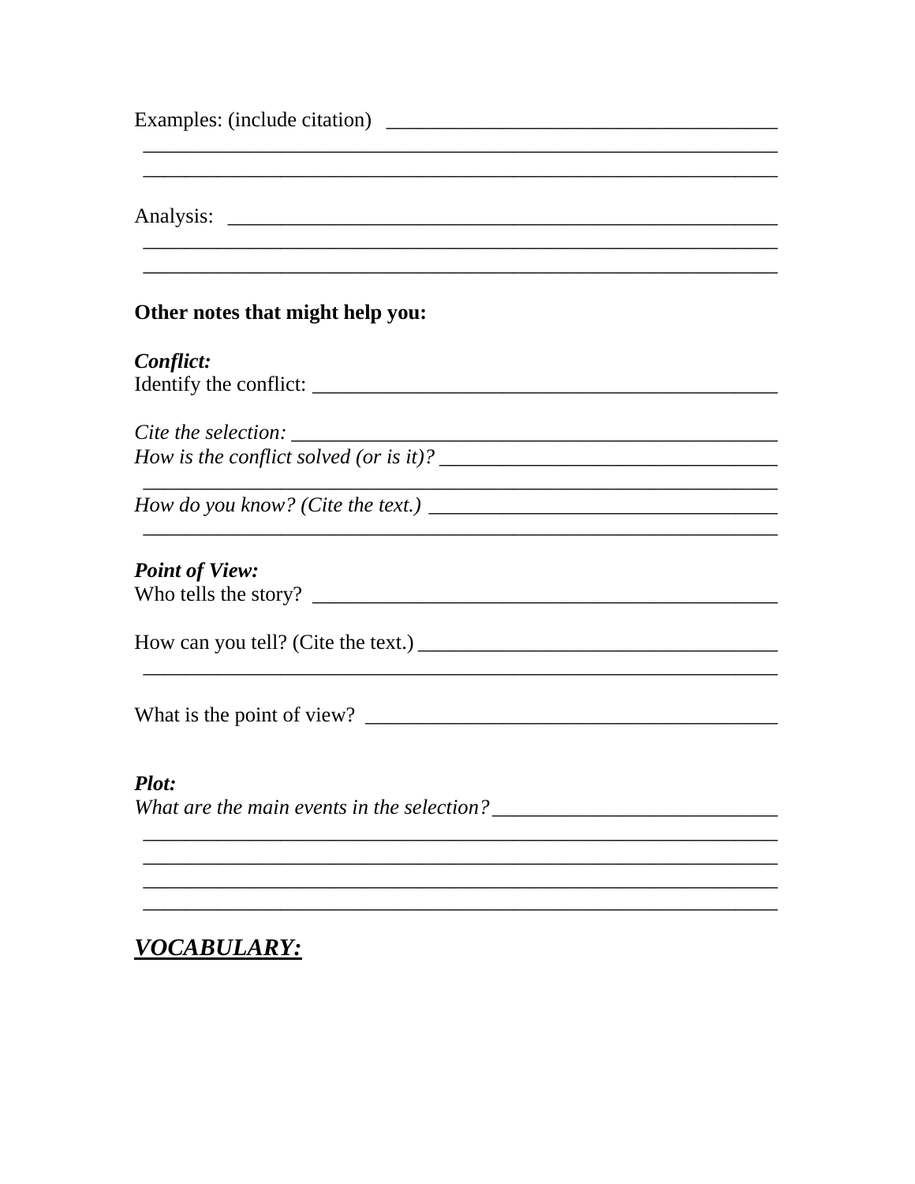Examples: (include citation) ____________________________________
______________________________________________________________
______________________________________________________________

Analysis: ____________________________________________________
______________________________________________________________
______________________________________________________________

**Other notes that might help you:**

***Conflict:***
Identify the conflict: ___________________________________________

*Cite the selection:* _____________________________________________
*How is the conflict solved (or is it)?* _______________________________
______________________________________________________________
*How do you know? (Cite the text.)* ________________________________
______________________________________________________________

***Point of View:***
Who tells the story? ____________________________________________

How can you tell? (Cite the text.) _________________________________
______________________________________________________________

What is the point of view? _______________________________________

***Plot:***
*What are the main events in the selection?* _________________________
______________________________________________________________
______________________________________________________________
______________________________________________________________
______________________________________________________________

## ***VOCABULARY:***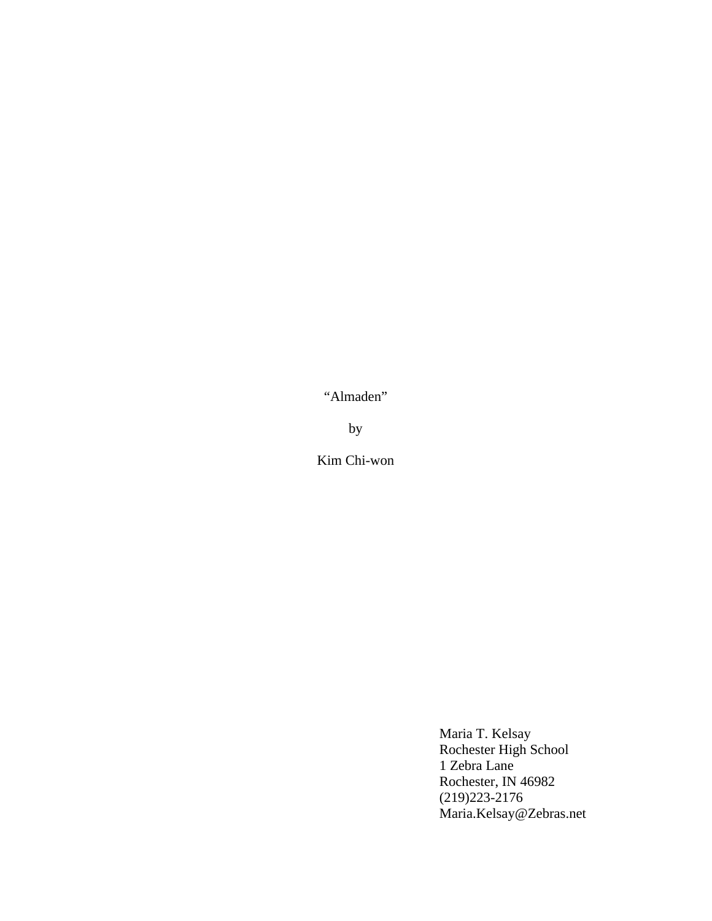“Almaden”

by

Kim Chi-won

Maria T. Kelsay
Rochester High School
1 Zebra Lane
Rochester, IN 46982
(219)223-2176
Maria.Kelsay@Zebras.net